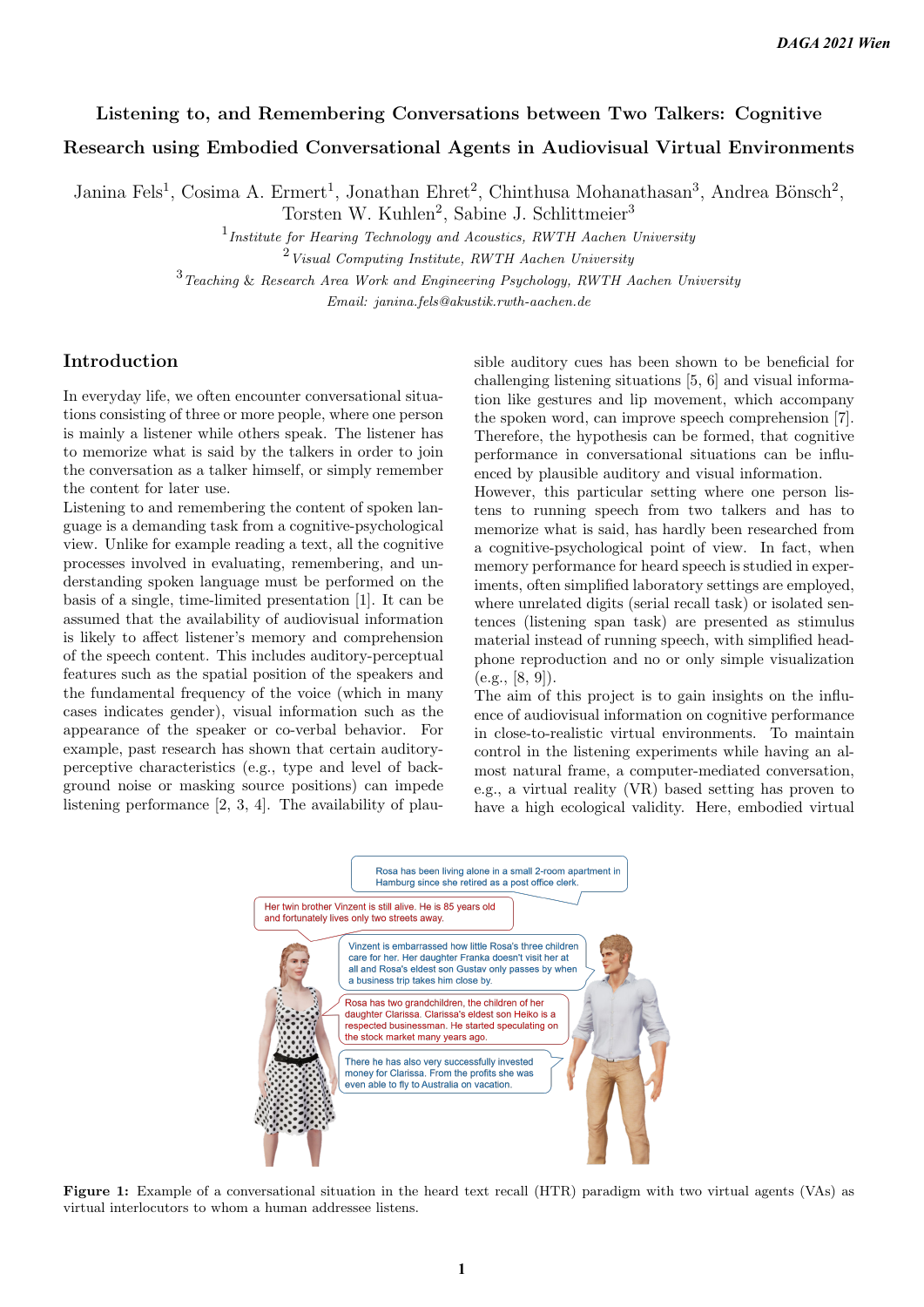# Listening to, and Remembering Conversations between Two Talkers: Cognitive Research using Embodied Conversational Agents in Audiovisual Virtual Environments

Janina Fels[1], Cosima A. Ermert[1], Jonathan Ehret[2], Chinthusa Mohanathasan[3], Andrea Bönsch[2], Torsten W. Kuhlen[2], Sabine J. Schlittmeier[3]

[1] *Institute for Hearing Technology and Acoustics, RWTH Aachen University*
[2] *Visual Computing Institute, RWTH Aachen University*
[3] *Teaching & Research Area Work and Engineering Psychology, RWTH Aachen University*
*Email: janina.fels@akustik.rwth-aachen.de*

## Introduction

In everyday life, we often encounter conversational situations consisting of three or more people, where one person is mainly a listener while others speak. The listener has to memorize what is said by the talkers in order to join the conversation as a talker himself, or simply remember the content for later use.

Listening to and remembering the content of spoken language is a demanding task from a cognitive-psychological view. Unlike for example reading a text, all the cognitive processes involved in evaluating, remembering, and understanding spoken language must be performed on the basis of a single, time-limited presentation [1]. It can be assumed that the availability of audiovisual information is likely to affect listener's memory and comprehension of the speech content. This includes auditory-perceptual features such as the spatial position of the speakers and the fundamental frequency of the voice (which in many cases indicates gender), visual information such as the appearance of the speaker or co-verbal behavior. For example, past research has shown that certain auditory-perceptive characteristics (e.g., type and level of background noise or masking source positions) can impede listening performance [2, 3, 4]. The availability of plausible auditory cues has been shown to be beneficial for challenging listening situations [5, 6] and visual information like gestures and lip movement, which accompany the spoken word, can improve speech comprehension [7]. Therefore, the hypothesis can be formed, that cognitive performance in conversational situations can be influenced by plausible auditory and visual information.

However, this particular setting where one person listens to running speech from two talkers and has to memorize what is said, has hardly been researched from a cognitive-psychological point of view. In fact, when memory performance for heard speech is studied in experiments, often simplified laboratory settings are employed, where unrelated digits (serial recall task) or isolated sentences (listening span task) are presented as stimulus material instead of running speech, with simplified headphone reproduction and no or only simple visualization (e.g., [8, 9]).

The aim of this project is to gain insights on the influence of audiovisual information on cognitive performance in close-to-realistic virtual environments. To maintain control in the listening experiments while having an almost natural frame, a computer-mediated conversation, e.g., a virtual reality (VR) based setting has proven to have a high ecological validity. Here, embodied virtual

**Figure 1:** Example of a conversational situation in the heard text recall (HTR) paradigm with two virtual agents (VAs) as virtual interlocutors to whom a human addressee listens.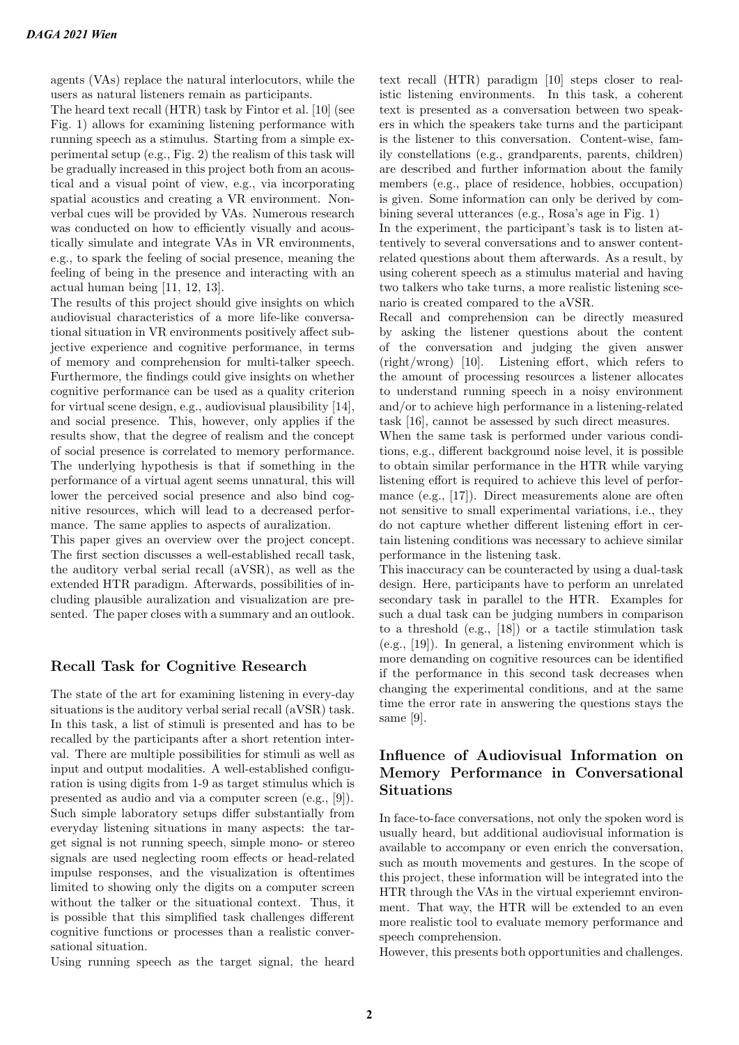agents (VAs) replace the natural interlocutors, while the users as natural listeners remain as participants.

The heard text recall (HTR) task by Fintor et al. [10] (see Fig. 1) allows for examining listening performance with running speech as a stimulus. Starting from a simple experimental setup (e.g., Fig. 2) the realism of this task will be gradually increased in this project both from an acoustical and a visual point of view, e.g., via incorporating spatial acoustics and creating a VR environment. Nonverbal cues will be provided by VAs. Numerous research was conducted on how to efficiently visually and acoustically simulate and integrate VAs in VR environments, e.g., to spark the feeling of social presence, meaning the feeling of being in the presence and interacting with an actual human being [11, 12, 13].

The results of this project should give insights on which audiovisual characteristics of a more life-like conversational situation in VR environments positively affect subjective experience and cognitive performance, in terms of memory and comprehension for multi-talker speech. Furthermore, the findings could give insights on whether cognitive performance can be used as a quality criterion for virtual scene design, e.g., audiovisual plausibility [14], and social presence. This, however, only applies if the results show, that the degree of realism and the concept of social presence is correlated to memory performance. The underlying hypothesis is that if something in the performance of a virtual agent seems unnatural, this will lower the perceived social presence and also bind cognitive resources, which will lead to a decreased performance. The same applies to aspects of auralization.

This paper gives an overview over the project concept. The first section discusses a well-established recall task, the auditory verbal serial recall (aVSR), as well as the extended HTR paradigm. Afterwards, possibilities of including plausible auralization and visualization are presented. The paper closes with a summary and an outlook.

## Recall Task for Cognitive Research

The state of the art for examining listening in every-day situations is the auditory verbal serial recall (aVSR) task. In this task, a list of stimuli is presented and has to be recalled by the participants after a short retention interval. There are multiple possibilities for stimuli as well as input and output modalities. A well-established configuration is using digits from 1-9 as target stimulus which is presented as audio and via a computer screen (e.g., [9]). Such simple laboratory setups differ substantially from everyday listening situations in many aspects: the target signal is not running speech, simple mono- or stereo signals are used neglecting room effects or head-related impulse responses, and the visualization is oftentimes limited to showing only the digits on a computer screen without the talker or the situational context. Thus, it is possible that this simplified task challenges different cognitive functions or processes than a realistic conversational situation.

Using running speech as the target signal, the heard text recall (HTR) paradigm [10] steps closer to realistic listening environments. In this task, a coherent text is presented as a conversation between two speakers in which the speakers take turns and the participant is the listener to this conversation. Content-wise, family constellations (e.g., grandparents, parents, children) are described and further information about the family members (e.g., place of residence, hobbies, occupation) is given. Some information can only be derived by combining several utterances (e.g., Rosa's age in Fig. 1)

In the experiment, the participant's task is to listen attentively to several conversations and to answer content-related questions about them afterwards. As a result, by using coherent speech as a stimulus material and having two talkers who take turns, a more realistic listening scenario is created compared to the aVSR.

Recall and comprehension can be directly measured by asking the listener questions about the content of the conversation and judging the given answer (right/wrong) [10]. Listening effort, which refers to the amount of processing resources a listener allocates to understand running speech in a noisy environment and/or to achieve high performance in a listening-related task [16], cannot be assessed by such direct measures.

When the same task is performed under various conditions, e.g., different background noise level, it is possible to obtain similar performance in the HTR while varying listening effort is required to achieve this level of performance (e.g., [17]). Direct measurements alone are often not sensitive to small experimental variations, i.e., they do not capture whether different listening effort in certain listening conditions was necessary to achieve similar performance in the listening task.

This inaccuracy can be counteracted by using a dual-task design. Here, participants have to perform an unrelated secondary task in parallel to the HTR. Examples for such a dual task can be judging numbers in comparison to a threshold (e.g., [18]) or a tactile stimulation task (e.g., [19]). In general, a listening environment which is more demanding on cognitive resources can be identified if the performance in this second task decreases when changing the experimental conditions, and at the same time the error rate in answering the questions stays the same [9].

## Influence of Audiovisual Information on Memory Performance in Conversational Situations

In face-to-face conversations, not only the spoken word is usually heard, but additional audiovisual information is available to accompany or even enrich the conversation, such as mouth movements and gestures. In the scope of this project, these information will be integrated into the HTR through the VAs in the virtual experiemnt environment. That way, the HTR will be extended to an even more realistic tool to evaluate memory performance and speech comprehension.

However, this presents both opportunities and challenges.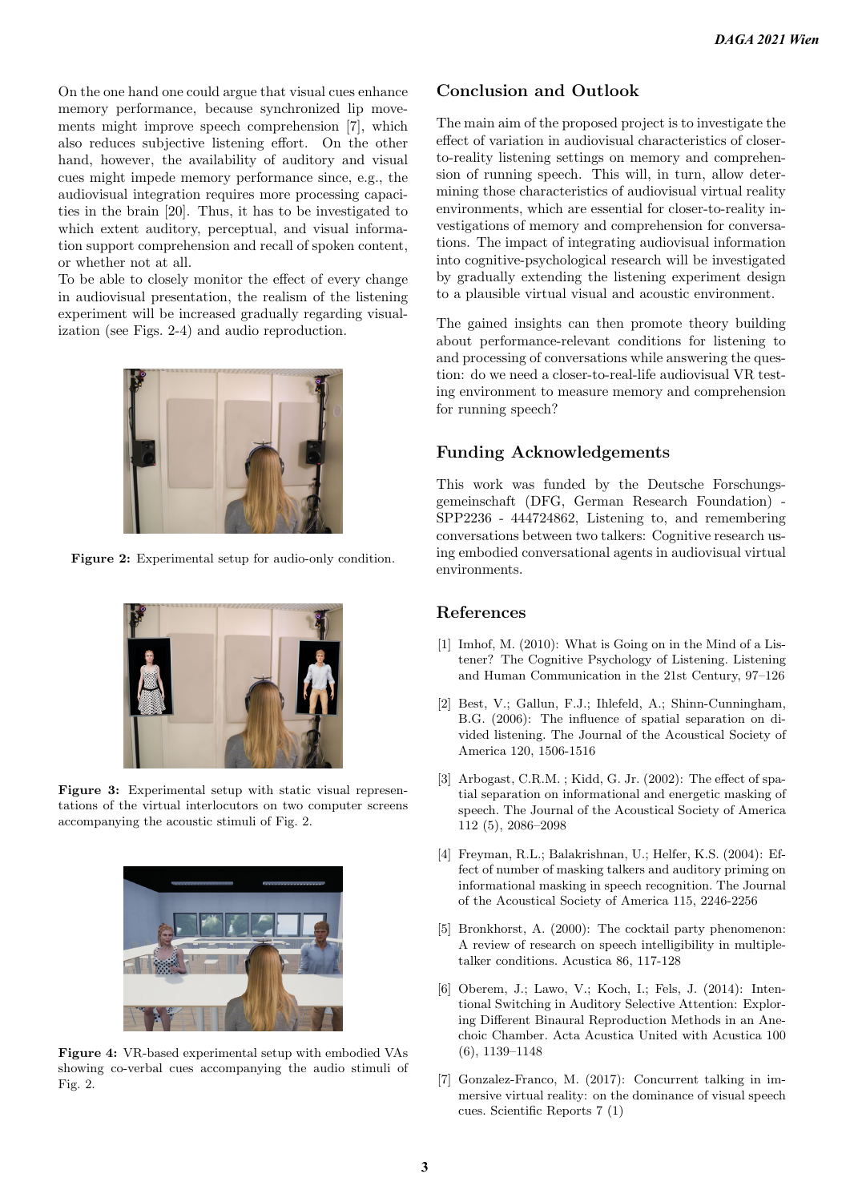On the one hand one could argue that visual cues enhance memory performance, because synchronized lip movements might improve speech comprehension [7], which also reduces subjective listening effort. On the other hand, however, the availability of auditory and visual cues might impede memory performance since, e.g., the audiovisual integration requires more processing capacities in the brain [20]. Thus, it has to be investigated to which extent auditory, perceptual, and visual information support comprehension and recall of spoken content, or whether not at all.
To be able to closely monitor the effect of every change in audiovisual presentation, the realism of the listening experiment will be increased gradually regarding visualization (see Figs. 2-4) and audio reproduction.

**Figure 2:** Experimental setup for audio-only condition.

**Figure 3:** Experimental setup with static visual representations of the virtual interlocutors on two computer screens accompanying the acoustic stimuli of Fig. 2.

**Figure 4:** VR-based experimental setup with embodied VAs showing co-verbal cues accompanying the audio stimuli of Fig. 2.

## Conclusion and Outlook

The main aim of the proposed project is to investigate the effect of variation in audiovisual characteristics of closer-to-reality listening settings on memory and comprehension of running speech. This will, in turn, allow determining those characteristics of audiovisual virtual reality environments, which are essential for closer-to-reality investigations of memory and comprehension for conversations. The impact of integrating audiovisual information into cognitive-psychological research will be investigated by gradually extending the listening experiment design to a plausible virtual visual and acoustic environment.

The gained insights can then promote theory building about performance-relevant conditions for listening to and processing of conversations while answering the question: do we need a closer-to-real-life audiovisual VR testing environment to measure memory and comprehension for running speech?

## Funding Acknowledgements

This work was funded by the Deutsche Forschungsgemeinschaft (DFG, German Research Foundation) - SPP2236 - 444724862, Listening to, and remembering conversations between two talkers: Cognitive research using embodied conversational agents in audiovisual virtual environments.

## References

[1] Imhof, M. (2010): What is Going on in the Mind of a Listener? The Cognitive Psychology of Listening. Listening and Human Communication in the 21st Century, 97–126

[2] Best, V.; Gallun, F.J.; Ihlefeld, A.; Shinn-Cunningham, B.G. (2006): The influence of spatial separation on divided listening. The Journal of the Acoustical Society of America 120, 1506-1516

[3] Arbogast, C.R.M. ; Kidd, G. Jr. (2002): The effect of spatial separation on informational and energetic masking of speech. The Journal of the Acoustical Society of America 112 (5), 2086–2098

[4] Freyman, R.L.; Balakrishnan, U.; Helfer, K.S. (2004): Effect of number of masking talkers and auditory priming on informational masking in speech recognition. The Journal of the Acoustical Society of America 115, 2246-2256

[5] Bronkhorst, A. (2000): The cocktail party phenomenon: A review of research on speech intelligibility in multiple-talker conditions. Acustica 86, 117-128

[6] Oberem, J.; Lawo, V.; Koch, I.; Fels, J. (2014): Intentional Switching in Auditory Selective Attention: Exploring Different Binaural Reproduction Methods in an Anechoic Chamber. Acta Acustica United with Acustica 100 (6), 1139–1148

[7] Gonzalez-Franco, M. (2017): Concurrent talking in immersive virtual reality: on the dominance of visual speech cues. Scientific Reports 7 (1)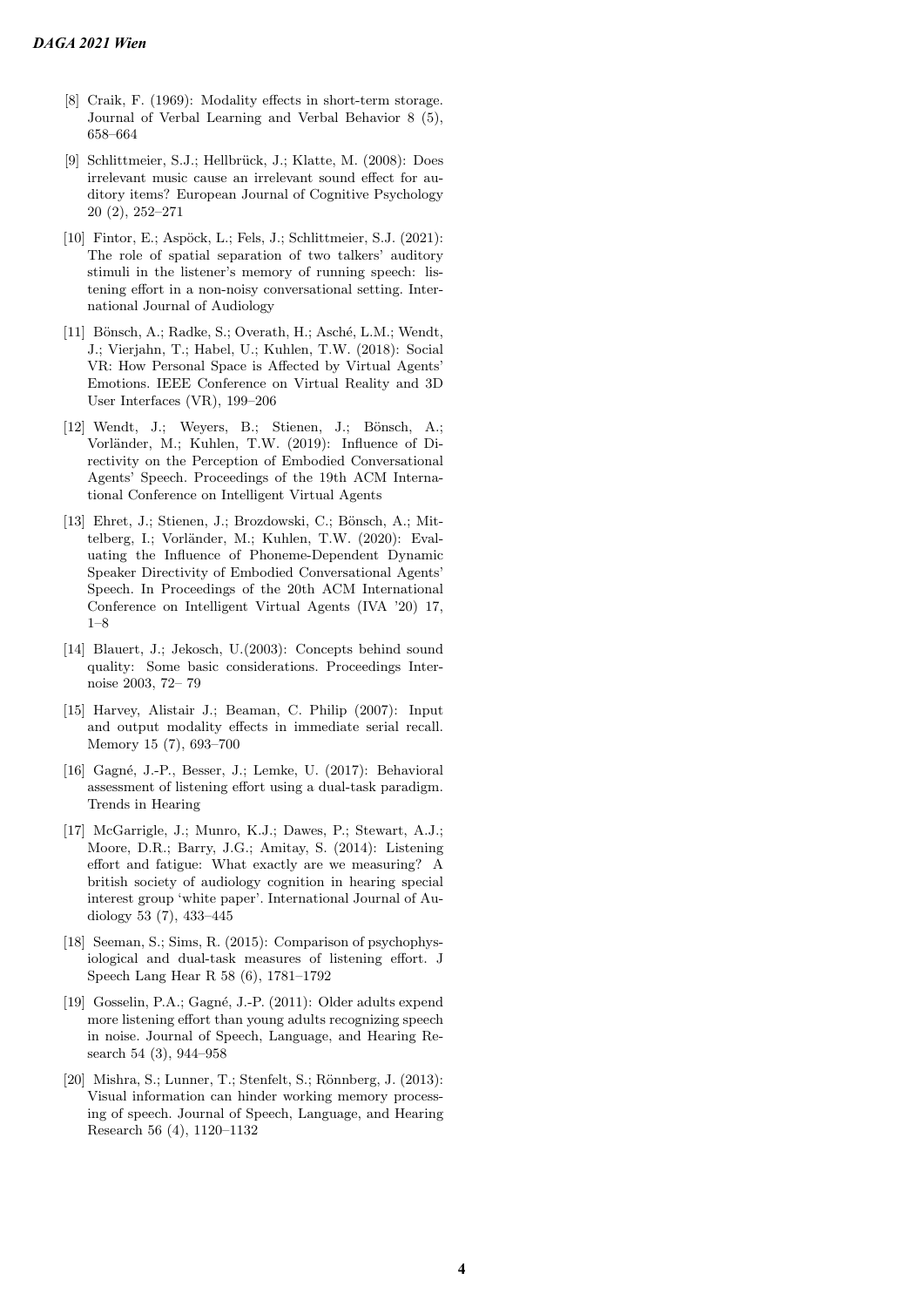[8] Craik, F. (1969): Modality effects in short-term storage. Journal of Verbal Learning and Verbal Behavior 8 (5), 658–664

[9] Schlittmeier, S.J.; Hellbrück, J.; Klatte, M. (2008): Does irrelevant music cause an irrelevant sound effect for auditory items? European Journal of Cognitive Psychology 20 (2), 252–271

[10] Fintor, E.; Aspöck, L.; Fels, J.; Schlittmeier, S.J. (2021): The role of spatial separation of two talkers' auditory stimuli in the listener's memory of running speech: listening effort in a non-noisy conversational setting. International Journal of Audiology

[11] Bönsch, A.; Radke, S.; Overath, H.; Asché, L.M.; Wendt, J.; Vierjahn, T.; Habel, U.; Kuhlen, T.W. (2018): Social VR: How Personal Space is Affected by Virtual Agents' Emotions. IEEE Conference on Virtual Reality and 3D User Interfaces (VR), 199–206

[12] Wendt, J.; Weyers, B.; Stienen, J.; Bönsch, A.; Vorländer, M.; Kuhlen, T.W. (2019): Influence of Directivity on the Perception of Embodied Conversational Agents' Speech. Proceedings of the 19th ACM International Conference on Intelligent Virtual Agents

[13] Ehret, J.; Stienen, J.; Brozdowski, C.; Bönsch, A.; Mittelberg, I.; Vorländer, M.; Kuhlen, T.W. (2020): Evaluating the Influence of Phoneme-Dependent Dynamic Speaker Directivity of Embodied Conversational Agents' Speech. In Proceedings of the 20th ACM International Conference on Intelligent Virtual Agents (IVA '20) 17, 1–8

[14] Blauert, J.; Jekosch, U.(2003): Concepts behind sound quality: Some basic considerations. Proceedings Internoise 2003, 72– 79

[15] Harvey, Alistair J.; Beaman, C. Philip (2007): Input and output modality effects in immediate serial recall. Memory 15 (7), 693–700

[16] Gagné, J.-P., Besser, J.; Lemke, U. (2017): Behavioral assessment of listening effort using a dual-task paradigm. Trends in Hearing

[17] McGarrigle, J.; Munro, K.J.; Dawes, P.; Stewart, A.J.; Moore, D.R.; Barry, J.G.; Amitay, S. (2014): Listening effort and fatigue: What exactly are we measuring? A british society of audiology cognition in hearing special interest group 'white paper'. International Journal of Audiology 53 (7), 433–445

[18] Seeman, S.; Sims, R. (2015): Comparison of psychophysiological and dual-task measures of listening effort. J Speech Lang Hear R 58 (6), 1781–1792

[19] Gosselin, P.A.; Gagné, J.-P. (2011): Older adults expend more listening effort than young adults recognizing speech in noise. Journal of Speech, Language, and Hearing Research 54 (3), 944–958

[20] Mishra, S.; Lunner, T.; Stenfelt, S.; Rönnberg, J. (2013): Visual information can hinder working memory processing of speech. Journal of Speech, Language, and Hearing Research 56 (4), 1120–1132